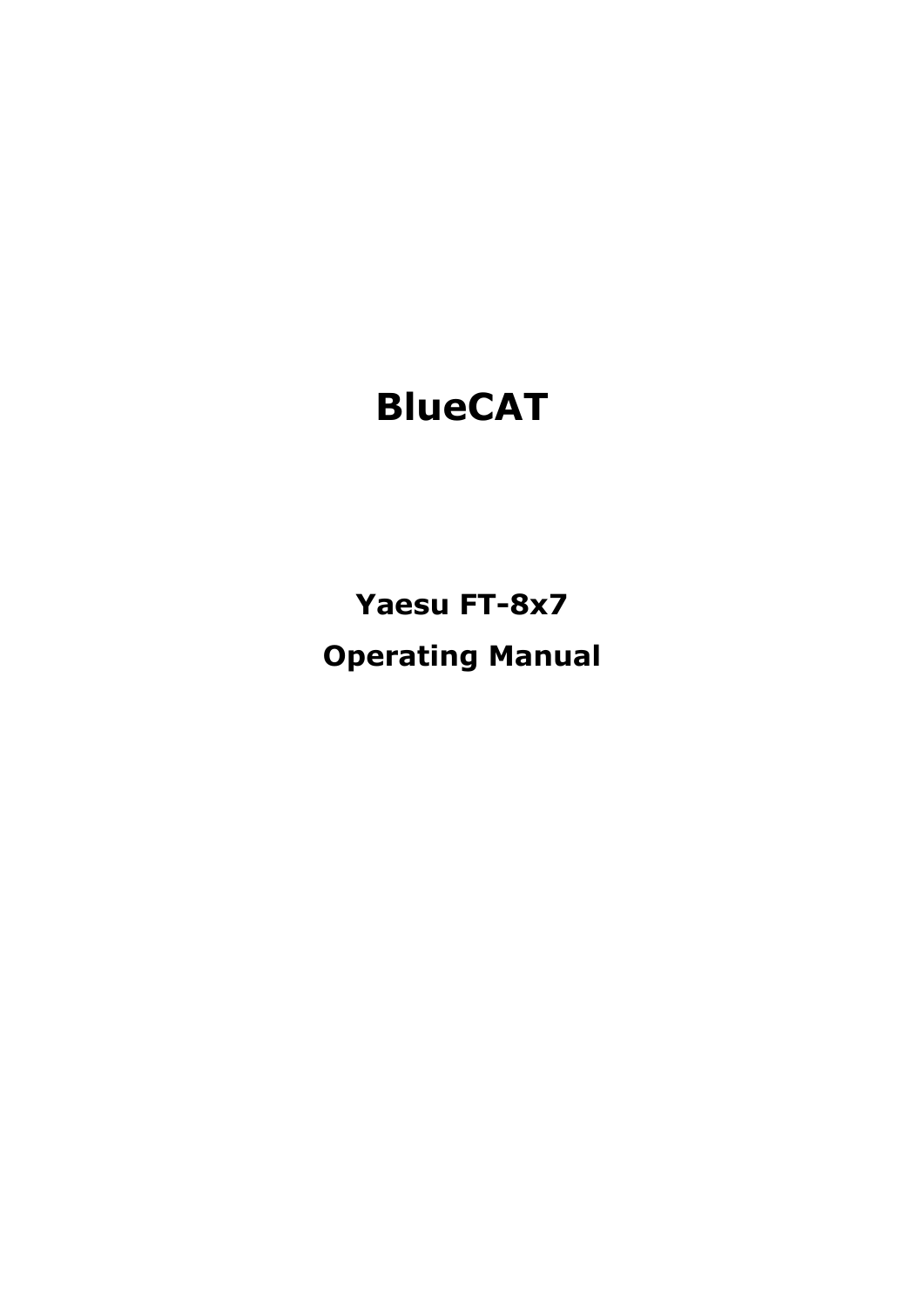# BlueCAT

## Yaesu FT-8x7

## Operating Manual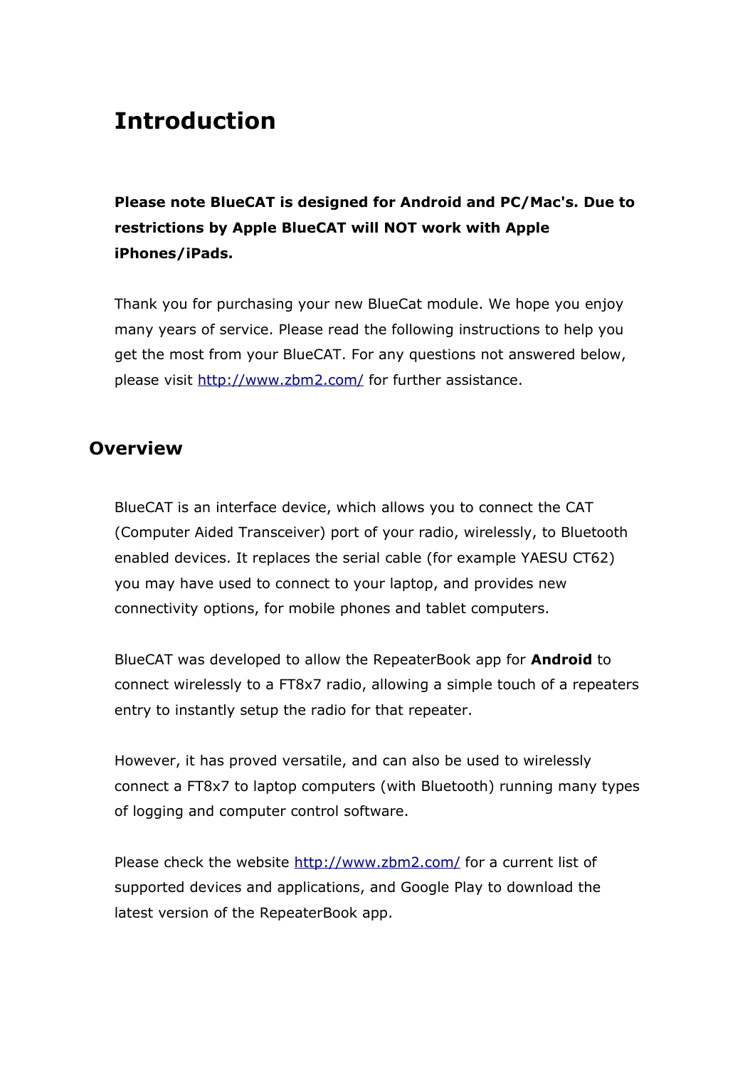# Introduction

**Please note BlueCAT is designed for Android and PC/Mac's. Due to restrictions by Apple BlueCAT will NOT work with Apple iPhones/iPads.**

Thank you for purchasing your new BlueCat module. We hope you enjoy many years of service. Please read the following instructions to help you get the most from your BlueCAT. For any questions not answered below, please visit [http://www.zbm2.com/](http://www.zbm2.com/) for further assistance.

## Overview

BlueCAT is an interface device, which allows you to connect the CAT (Computer Aided Transceiver) port of your radio, wirelessly, to Bluetooth enabled devices. It replaces the serial cable (for example YAESU CT62) you may have used to connect to your laptop, and provides new connectivity options, for mobile phones and tablet computers.

BlueCAT was developed to allow the RepeaterBook app for **Android** to connect wirelessly to a FT8x7 radio, allowing a simple touch of a repeaters entry to instantly setup the radio for that repeater.

However, it has proved versatile, and can also be used to wirelessly connect a FT8x7 to laptop computers (with Bluetooth) running many types of logging and computer control software.

Please check the website [http://www.zbm2.com/](http://www.zbm2.com/) for a current list of supported devices and applications, and Google Play to download the latest version of the RepeaterBook app.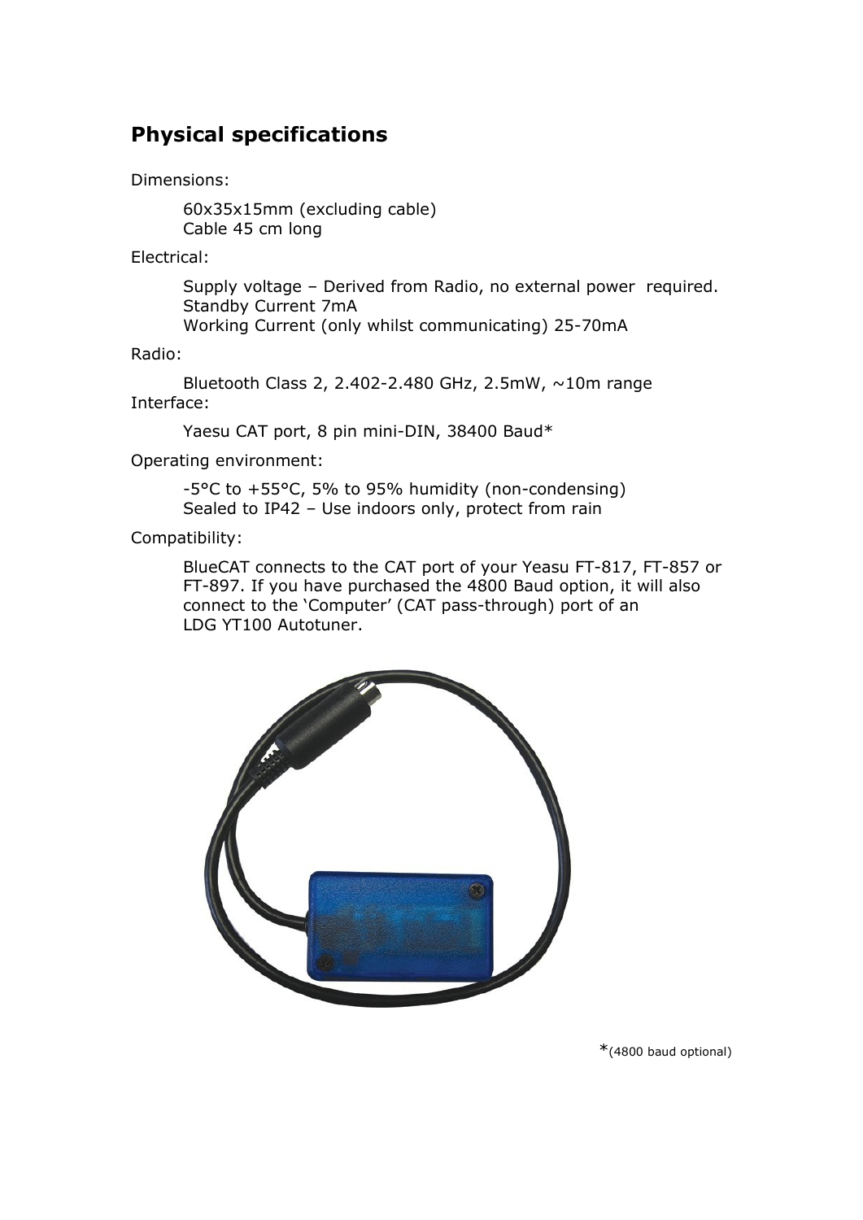## Physical specifications

Dimensions:

60x35x15mm (excluding cable)
Cable 45 cm long

Electrical:

Supply voltage – Derived from Radio, no external power required.
Standby Current 7mA
Working Current (only whilst communicating) 25-70mA

Radio:

Bluetooth Class 2, 2.402-2.480 GHz, 2.5mW, ~10m range

Interface:

Yaesu CAT port, 8 pin mini-DIN, 38400 Baud*

Operating environment:

-5°C to +55°C, 5% to 95% humidity (non-condensing)
Sealed to IP42 – Use indoors only, protect from rain

Compatibility:

BlueCAT connects to the CAT port of your Yaesu FT-817, FT-857 or FT-897. If you have purchased the 4800 Baud option, it will also connect to the 'Computer' (CAT pass-through) port of an LDG YT100 Autotuner.

*(4800 baud optional)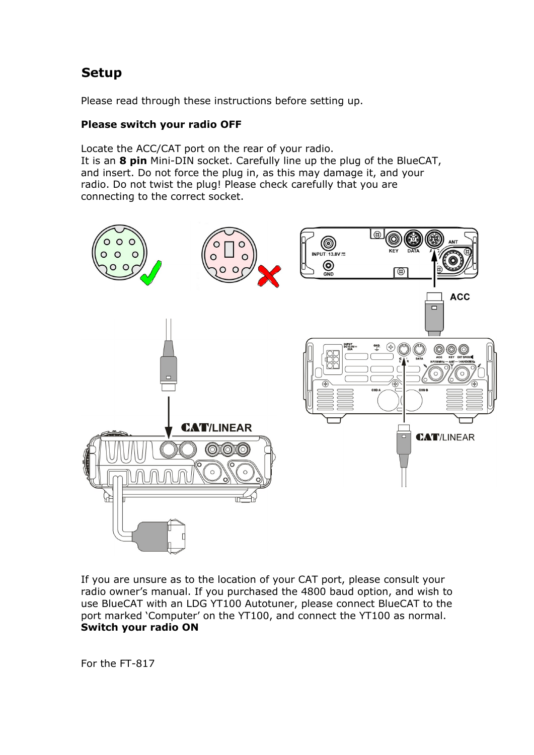## Setup

Please read through these instructions before setting up.

**Please switch your radio OFF**

Locate the ACC/CAT port on the rear of your radio.
It is an **8 pin** Mini-DIN socket. Carefully line up the plug of the BlueCAT, and insert. Do not force the plug in, as this may damage it, and your radio. Do not twist the plug! Please check carefully that you are connecting to the correct socket.

If you are unsure as to the location of your CAT port, please consult your radio owner's manual. If you purchased the 4800 baud option, and wish to use BlueCAT with an LDG YT100 Autotuner, please connect BlueCAT to the port marked 'Computer' on the YT100, and connect the YT100 as normal.
**Switch your radio ON**

For the FT-817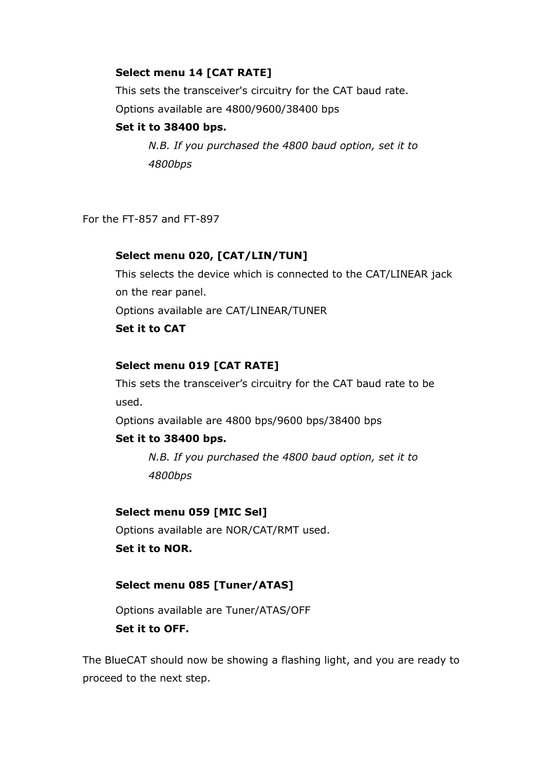**Select menu 14 [CAT RATE]**

This sets the transceiver's circuitry for the CAT baud rate.

Options available are 4800/9600/38400 bps

**Set it to 38400 bps.**

*N.B. If you purchased the 4800 baud option, set it to 4800bps*

For the FT-857 and FT-897

**Select menu 020, [CAT/LIN/TUN]**

This selects the device which is connected to the CAT/LINEAR jack on the rear panel.

Options available are CAT/LINEAR/TUNER

**Set it to CAT**

**Select menu 019 [CAT RATE]**

This sets the transceiver's circuitry for the CAT baud rate to be used.

Options available are 4800 bps/9600 bps/38400 bps

**Set it to 38400 bps.**

*N.B. If you purchased the 4800 baud option, set it to 4800bps*

**Select menu 059 [MIC Sel]**

Options available are NOR/CAT/RMT used.

**Set it to NOR.**

**Select menu 085 [Tuner/ATAS]**

Options available are Tuner/ATAS/OFF

**Set it to OFF.**

The BlueCAT should now be showing a flashing light, and you are ready to proceed to the next step.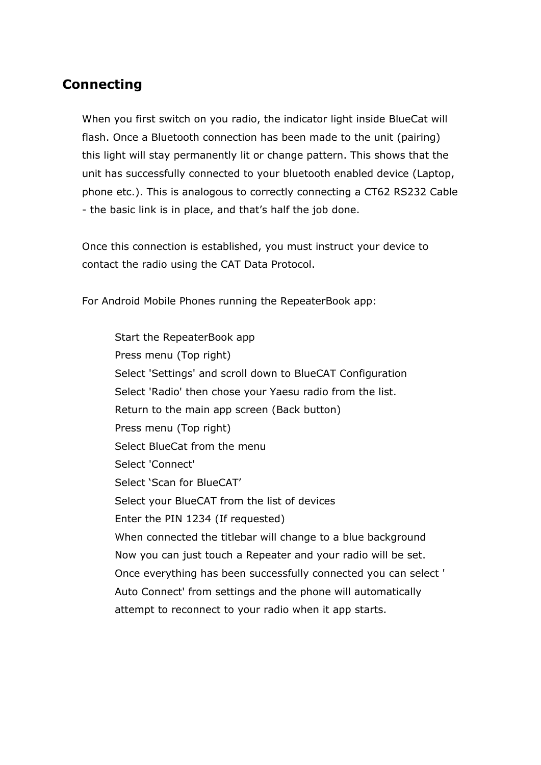## Connecting

When you first switch on you radio, the indicator light inside BlueCat will flash. Once a Bluetooth connection has been made to the unit (pairing) this light will stay permanently lit or change pattern. This shows that the unit has successfully connected to your bluetooth enabled device (Laptop, phone etc.). This is analogous to correctly connecting a CT62 RS232 Cable - the basic link is in place, and that's half the job done.

Once this connection is established, you must instruct your device to contact the radio using the CAT Data Protocol.

For Android Mobile Phones running the RepeaterBook app:

Start the RepeaterBook app
Press menu (Top right)
Select 'Settings' and scroll down to BlueCAT Configuration
Select 'Radio' then chose your Yaesu radio from the list.
Return to the main app screen (Back button)
Press menu (Top right)
Select BlueCat from the menu
Select 'Connect'
Select 'Scan for BlueCAT'
Select your BlueCAT from the list of devices
Enter the PIN 1234 (If requested)
When connected the titlebar will change to a blue background
Now you can just touch a Repeater and your radio will be set.
Once everything has been successfully connected you can select ' Auto Connect' from settings and the phone will automatically attempt to reconnect to your radio when it app starts.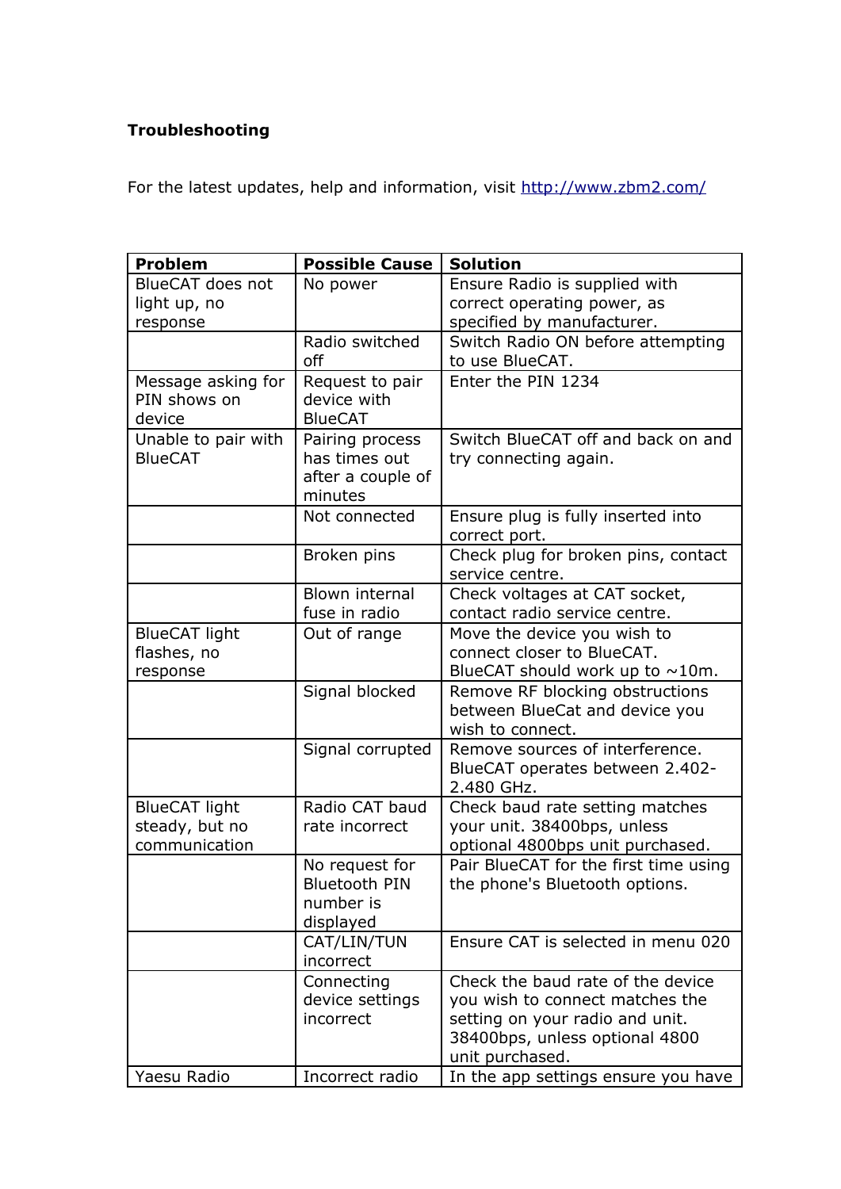**Troubleshooting**

For the latest updates, help and information, visit http://www.zbm2.com/

| Problem | Possible Cause | Solution |
| --- | --- | --- |
| BlueCAT does not light up, no response | No power | Ensure Radio is supplied with correct operating power, as specified by manufacturer. |
| | Radio switched off | Switch Radio ON before attempting to use BlueCAT. |
| Message asking for PIN shows on device | Request to pair device with BlueCAT | Enter the PIN 1234 |
| Unable to pair with BlueCAT | Pairing process has times out after a couple of minutes | Switch BlueCAT off and back on and try connecting again. |
| | Not connected | Ensure plug is fully inserted into correct port. |
| | Broken pins | Check plug for broken pins, contact service centre. |
| | Blown internal fuse in radio | Check voltages at CAT socket, contact radio service centre. |
| BlueCAT light flashes, no response | Out of range | Move the device you wish to connect closer to BlueCAT. BlueCAT should work up to ~10m. |
| | Signal blocked | Remove RF blocking obstructions between BlueCat and device you wish to connect. |
| | Signal corrupted | Remove sources of interference. BlueCAT operates between 2.402-2.480 GHz. |
| BlueCAT light steady, but no communication | Radio CAT baud rate incorrect | Check baud rate setting matches your unit. 38400bps, unless optional 4800bps unit purchased. |
| | No request for Bluetooth PIN number is displayed | Pair BlueCAT for the first time using the phone's Bluetooth options. |
| | CAT/LIN/TUN incorrect | Ensure CAT is selected in menu 020 |
| | Connecting device settings incorrect | Check the baud rate of the device you wish to connect matches the setting on your radio and unit. 38400bps, unless optional 4800 unit purchased. |
| Yaesu Radio | Incorrect radio | In the app settings ensure you have |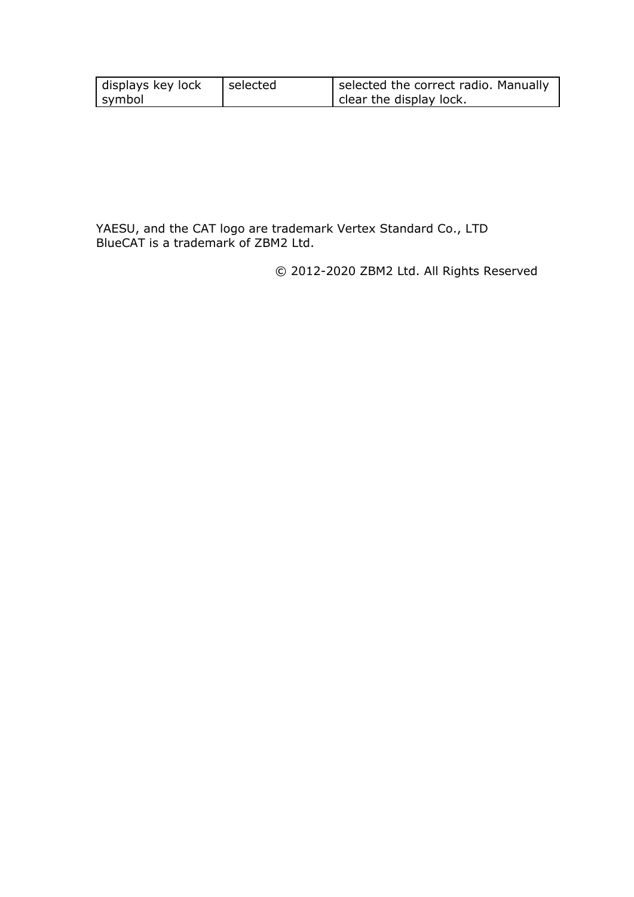| | | |
|---|---|---|
| displays key lock symbol | selected | selected the correct radio. Manually clear the display lock. |

YAESU, and the CAT logo are trademark Vertex Standard Co., LTD
BlueCAT is a trademark of ZBM2 Ltd.

© 2012-2020 ZBM2 Ltd. All Rights Reserved